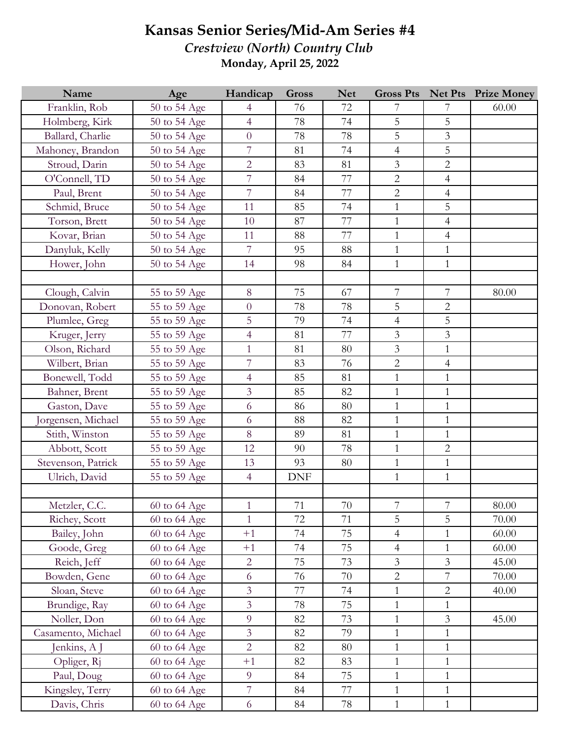# Kansas Senior Series/Mid-Am Series #4

***Crestview (North) Country Club***

**Monday, April 25, 2022**

| Name | Age | Handicap | Gross | Net | Gross Pts | Net Pts | Prize Money |
|---|---|---|---|---|---|---|---|
| Franklin, Rob | 50 to 54 Age | 4 | 76 | 72 | 7 | 7 | 60.00 |
| Holmberg, Kirk | 50 to 54 Age | 4 | 78 | 74 | 5 | 5 | |
| Ballard, Charlie | 50 to 54 Age | 0 | 78 | 78 | 5 | 3 | |
| Mahoney, Brandon | 50 to 54 Age | 7 | 81 | 74 | 4 | 5 | |
| Stroud, Darin | 50 to 54 Age | 2 | 83 | 81 | 3 | 2 | |
| O'Connell, TD | 50 to 54 Age | 7 | 84 | 77 | 2 | 4 | |
| Paul, Brent | 50 to 54 Age | 7 | 84 | 77 | 2 | 4 | |
| Schmid, Bruce | 50 to 54 Age | 11 | 85 | 74 | 1 | 5 | |
| Torson, Brett | 50 to 54 Age | 10 | 87 | 77 | 1 | 4 | |
| Kovar, Brian | 50 to 54 Age | 11 | 88 | 77 | 1 | 4 | |
| Danyluk, Kelly | 50 to 54 Age | 7 | 95 | 88 | 1 | 1 | |
| Hower, John | 50 to 54 Age | 14 | 98 | 84 | 1 | 1 | |
| | | | | | | | |
| Clough, Calvin | 55 to 59 Age | 8 | 75 | 67 | 7 | 7 | 80.00 |
| Donovan, Robert | 55 to 59 Age | 0 | 78 | 78 | 5 | 2 | |
| Plumlee, Greg | 55 to 59 Age | 5 | 79 | 74 | 4 | 5 | |
| Kruger, Jerry | 55 to 59 Age | 4 | 81 | 77 | 3 | 3 | |
| Olson, Richard | 55 to 59 Age | 1 | 81 | 80 | 3 | 1 | |
| Wilbert, Brian | 55 to 59 Age | 7 | 83 | 76 | 2 | 4 | |
| Bonewell, Todd | 55 to 59 Age | 4 | 85 | 81 | 1 | 1 | |
| Bahner, Brent | 55 to 59 Age | 3 | 85 | 82 | 1 | 1 | |
| Gaston, Dave | 55 to 59 Age | 6 | 86 | 80 | 1 | 1 | |
| Jorgensen, Michael | 55 to 59 Age | 6 | 88 | 82 | 1 | 1 | |
| Stith, Winston | 55 to 59 Age | 8 | 89 | 81 | 1 | 1 | |
| Abbott, Scott | 55 to 59 Age | 12 | 90 | 78 | 1 | 2 | |
| Stevenson, Patrick | 55 to 59 Age | 13 | 93 | 80 | 1 | 1 | |
| Ulrich, David | 55 to 59 Age | 4 | DNF | | 1 | 1 | |
| | | | | | | | |
| Metzler, C.C. | 60 to 64 Age | 1 | 71 | 70 | 7 | 7 | 80.00 |
| Richey, Scott | 60 to 64 Age | 1 | 72 | 71 | 5 | 5 | 70.00 |
| Bailey, John | 60 to 64 Age | +1 | 74 | 75 | 4 | 1 | 60.00 |
| Goode, Greg | 60 to 64 Age | +1 | 74 | 75 | 4 | 1 | 60.00 |
| Reich, Jeff | 60 to 64 Age | 2 | 75 | 73 | 3 | 3 | 45.00 |
| Bowden, Gene | 60 to 64 Age | 6 | 76 | 70 | 2 | 7 | 70.00 |
| Sloan, Steve | 60 to 64 Age | 3 | 77 | 74 | 1 | 2 | 40.00 |
| Brundige, Ray | 60 to 64 Age | 3 | 78 | 75 | 1 | 1 | |
| Noller, Don | 60 to 64 Age | 9 | 82 | 73 | 1 | 3 | 45.00 |
| Casamento, Michael | 60 to 64 Age | 3 | 82 | 79 | 1 | 1 | |
| Jenkins, A J | 60 to 64 Age | 2 | 82 | 80 | 1 | 1 | |
| Opliger, Rj | 60 to 64 Age | +1 | 82 | 83 | 1 | 1 | |
| Paul, Doug | 60 to 64 Age | 9 | 84 | 75 | 1 | 1 | |
| Kingsley, Terry | 60 to 64 Age | 7 | 84 | 77 | 1 | 1 | |
| Davis, Chris | 60 to 64 Age | 6 | 84 | 78 | 1 | 1 | |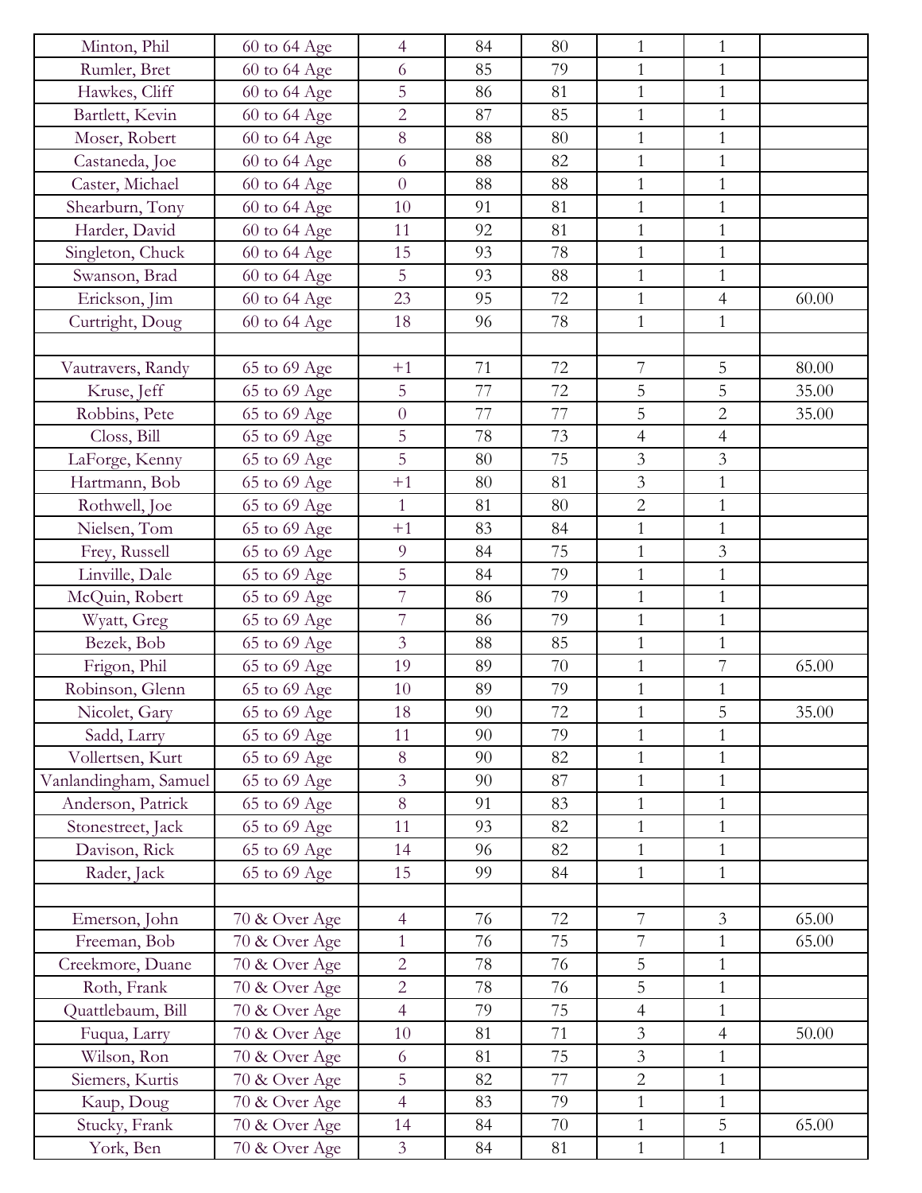| | | | | | | | |
|---|---|---|---|---|---|---|---|
| Minton, Phil | 60 to 64 Age | 4 | 84 | 80 | 1 | 1 | |
| Rumler, Bret | 60 to 64 Age | 6 | 85 | 79 | 1 | 1 | |
| Hawkes, Cliff | 60 to 64 Age | 5 | 86 | 81 | 1 | 1 | |
| Bartlett, Kevin | 60 to 64 Age | 2 | 87 | 85 | 1 | 1 | |
| Moser, Robert | 60 to 64 Age | 8 | 88 | 80 | 1 | 1 | |
| Castaneda, Joe | 60 to 64 Age | 6 | 88 | 82 | 1 | 1 | |
| Caster, Michael | 60 to 64 Age | 0 | 88 | 88 | 1 | 1 | |
| Shearburn, Tony | 60 to 64 Age | 10 | 91 | 81 | 1 | 1 | |
| Harder, David | 60 to 64 Age | 11 | 92 | 81 | 1 | 1 | |
| Singleton, Chuck | 60 to 64 Age | 15 | 93 | 78 | 1 | 1 | |
| Swanson, Brad | 60 to 64 Age | 5 | 93 | 88 | 1 | 1 | |
| Erickson, Jim | 60 to 64 Age | 23 | 95 | 72 | 1 | 4 | 60.00 |
| Curtright, Doug | 60 to 64 Age | 18 | 96 | 78 | 1 | 1 | |
| | | | | | | | |
| Vautravers, Randy | 65 to 69 Age | +1 | 71 | 72 | 7 | 5 | 80.00 |
| Kruse, Jeff | 65 to 69 Age | 5 | 77 | 72 | 5 | 5 | 35.00 |
| Robbins, Pete | 65 to 69 Age | 0 | 77 | 77 | 5 | 2 | 35.00 |
| Closs, Bill | 65 to 69 Age | 5 | 78 | 73 | 4 | 4 | |
| LaForge, Kenny | 65 to 69 Age | 5 | 80 | 75 | 3 | 3 | |
| Hartmann, Bob | 65 to 69 Age | +1 | 80 | 81 | 3 | 1 | |
| Rothwell, Joe | 65 to 69 Age | 1 | 81 | 80 | 2 | 1 | |
| Nielsen, Tom | 65 to 69 Age | +1 | 83 | 84 | 1 | 1 | |
| Frey, Russell | 65 to 69 Age | 9 | 84 | 75 | 1 | 3 | |
| Linville, Dale | 65 to 69 Age | 5 | 84 | 79 | 1 | 1 | |
| McQuin, Robert | 65 to 69 Age | 7 | 86 | 79 | 1 | 1 | |
| Wyatt, Greg | 65 to 69 Age | 7 | 86 | 79 | 1 | 1 | |
| Bezek, Bob | 65 to 69 Age | 3 | 88 | 85 | 1 | 1 | |
| Frigon, Phil | 65 to 69 Age | 19 | 89 | 70 | 1 | 7 | 65.00 |
| Robinson, Glenn | 65 to 69 Age | 10 | 89 | 79 | 1 | 1 | |
| Nicolet, Gary | 65 to 69 Age | 18 | 90 | 72 | 1 | 5 | 35.00 |
| Sadd, Larry | 65 to 69 Age | 11 | 90 | 79 | 1 | 1 | |
| Vollertsen, Kurt | 65 to 69 Age | 8 | 90 | 82 | 1 | 1 | |
| Vanlandingham, Samuel | 65 to 69 Age | 3 | 90 | 87 | 1 | 1 | |
| Anderson, Patrick | 65 to 69 Age | 8 | 91 | 83 | 1 | 1 | |
| Stonestreet, Jack | 65 to 69 Age | 11 | 93 | 82 | 1 | 1 | |
| Davison, Rick | 65 to 69 Age | 14 | 96 | 82 | 1 | 1 | |
| Rader, Jack | 65 to 69 Age | 15 | 99 | 84 | 1 | 1 | |
| | | | | | | | |
| Emerson, John | 70 & Over Age | 4 | 76 | 72 | 7 | 3 | 65.00 |
| Freeman, Bob | 70 & Over Age | 1 | 76 | 75 | 7 | 1 | 65.00 |
| Creekmore, Duane | 70 & Over Age | 2 | 78 | 76 | 5 | 1 | |
| Roth, Frank | 70 & Over Age | 2 | 78 | 76 | 5 | 1 | |
| Quattlebaum, Bill | 70 & Over Age | 4 | 79 | 75 | 4 | 1 | |
| Fuqua, Larry | 70 & Over Age | 10 | 81 | 71 | 3 | 4 | 50.00 |
| Wilson, Ron | 70 & Over Age | 6 | 81 | 75 | 3 | 1 | |
| Siemers, Kurtis | 70 & Over Age | 5 | 82 | 77 | 2 | 1 | |
| Kaup, Doug | 70 & Over Age | 4 | 83 | 79 | 1 | 1 | |
| Stucky, Frank | 70 & Over Age | 14 | 84 | 70 | 1 | 5 | 65.00 |
| York, Ben | 70 & Over Age | 3 | 84 | 81 | 1 | 1 | |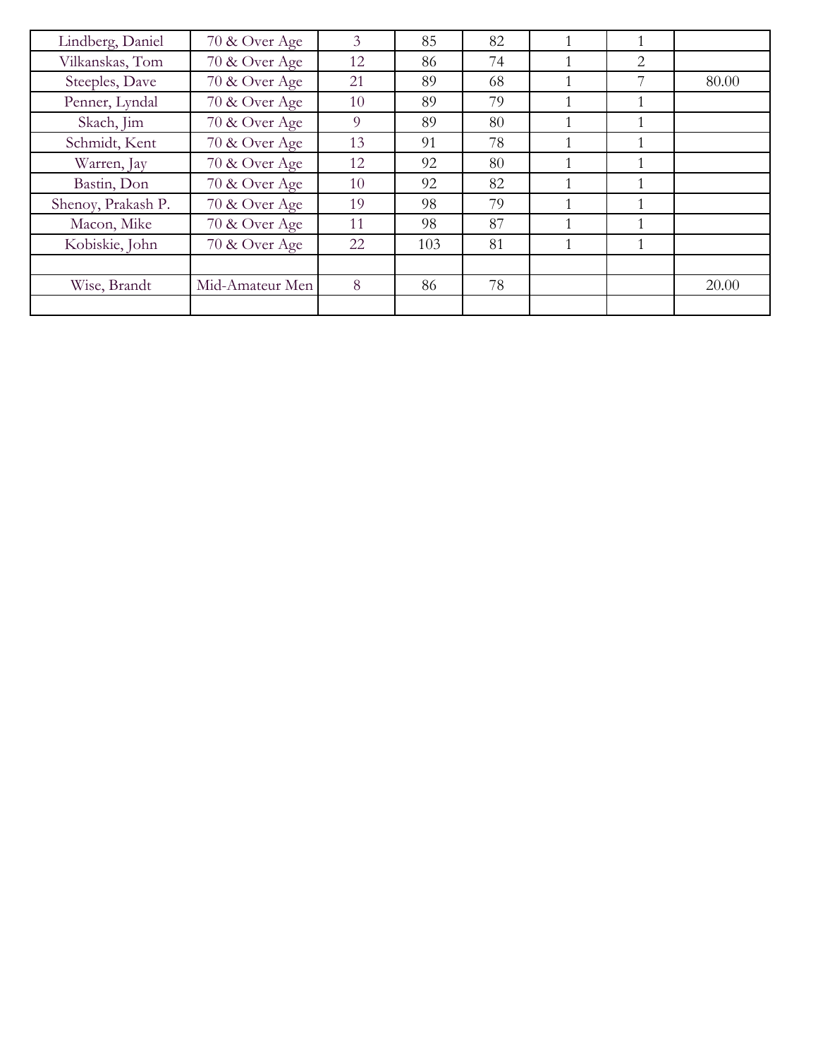| | | | | | | | |
|---|---|---|---|---|---|---|---|
| Lindberg, Daniel | 70 & Over Age | 3 | 85 | 82 | 1 | 1 | |
| Vilkanskas, Tom | 70 & Over Age | 12 | 86 | 74 | 1 | 2 | |
| Steeples, Dave | 70 & Over Age | 21 | 89 | 68 | 1 | 7 | 80.00 |
| Penner, Lyndal | 70 & Over Age | 10 | 89 | 79 | 1 | 1 | |
| Skach, Jim | 70 & Over Age | 9 | 89 | 80 | 1 | 1 | |
| Schmidt, Kent | 70 & Over Age | 13 | 91 | 78 | 1 | 1 | |
| Warren, Jay | 70 & Over Age | 12 | 92 | 80 | 1 | 1 | |
| Bastin, Don | 70 & Over Age | 10 | 92 | 82 | 1 | 1 | |
| Shenoy, Prakash P. | 70 & Over Age | 19 | 98 | 79 | 1 | 1 | |
| Macon, Mike | 70 & Over Age | 11 | 98 | 87 | 1 | 1 | |
| Kobiskie, John | 70 & Over Age | 22 | 103 | 81 | 1 | 1 | |
| | | | | | | | |
| Wise, Brandt | Mid-Amateur Men | 8 | 86 | 78 | | | 20.00 |
| | | | | | | | |